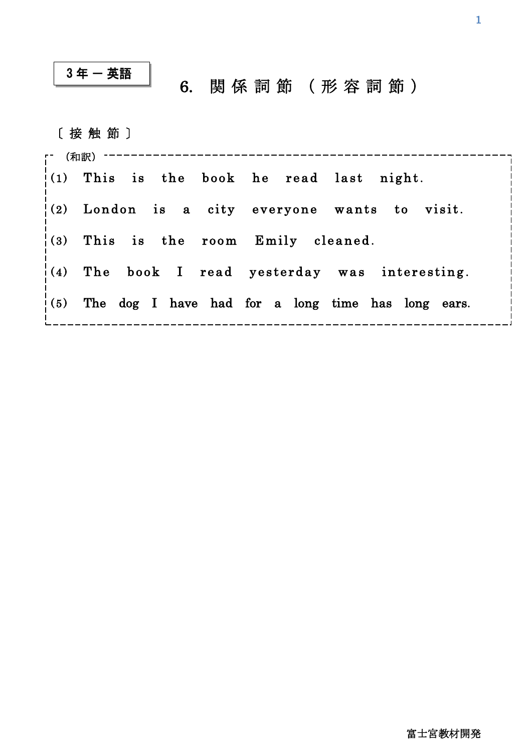3年 ― 英語

# 6. 関係詞節（形容詞節）

〔接触節〕

（和訳）

(1) This is the book he read last night.

(2) London is a city everyone wants to visit.

(3) This is the room Emily cleaned.

(4) The book I read yesterday was interesting.

(5) The dog I have had for a long time has long ears.

富士宮教材開発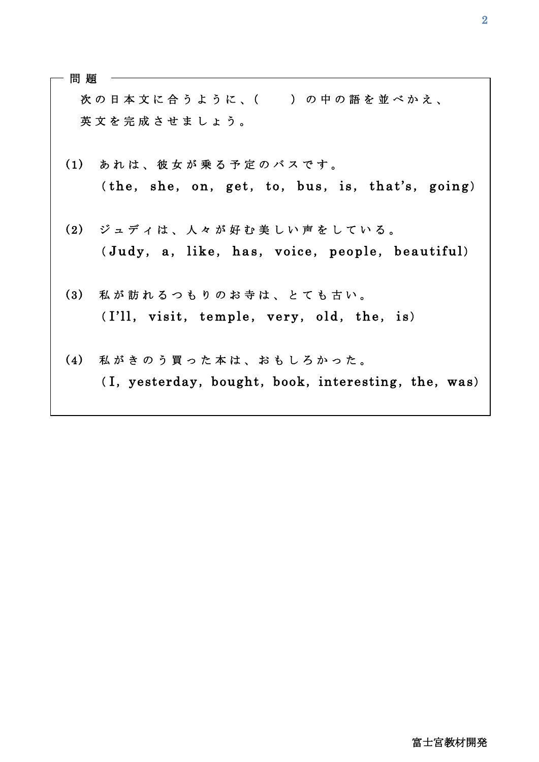問題

次の日本文に合うように、(　　) の中の語を並べかえ、英文を完成させましょう。

(1) あれは、彼女が乗る予定のバスです。
(the, she, on, get, to, bus, is, that's, going)

(2) ジュディは、人々が好む美しい声をしている。
(Judy, a, like, has, voice, people, beautiful)

(3) 私が訪れるつもりのお寺は、とても古い。
(I'll, visit, temple, very, old, the, is)

(4) 私がきのう買った本は、おもしろかった。
(I, yesterday, bought, book, interesting, the, was)

富士宮教材開発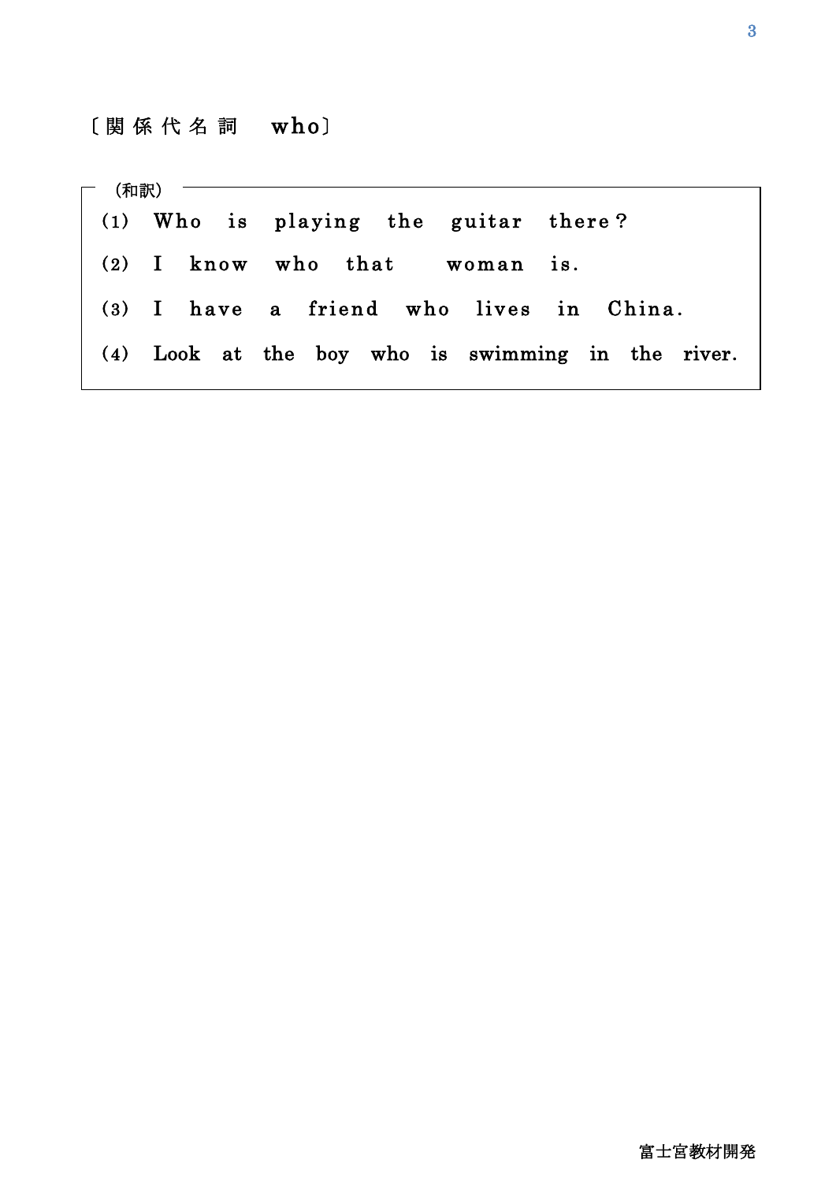〔関係代名詞　who〕

（和訳）

(1) Who is playing the guitar there?

(2) I know who that woman is.

(3) I have a friend who lives in China.

(4) Look at the boy who is swimming in the river.

富士宮教材開発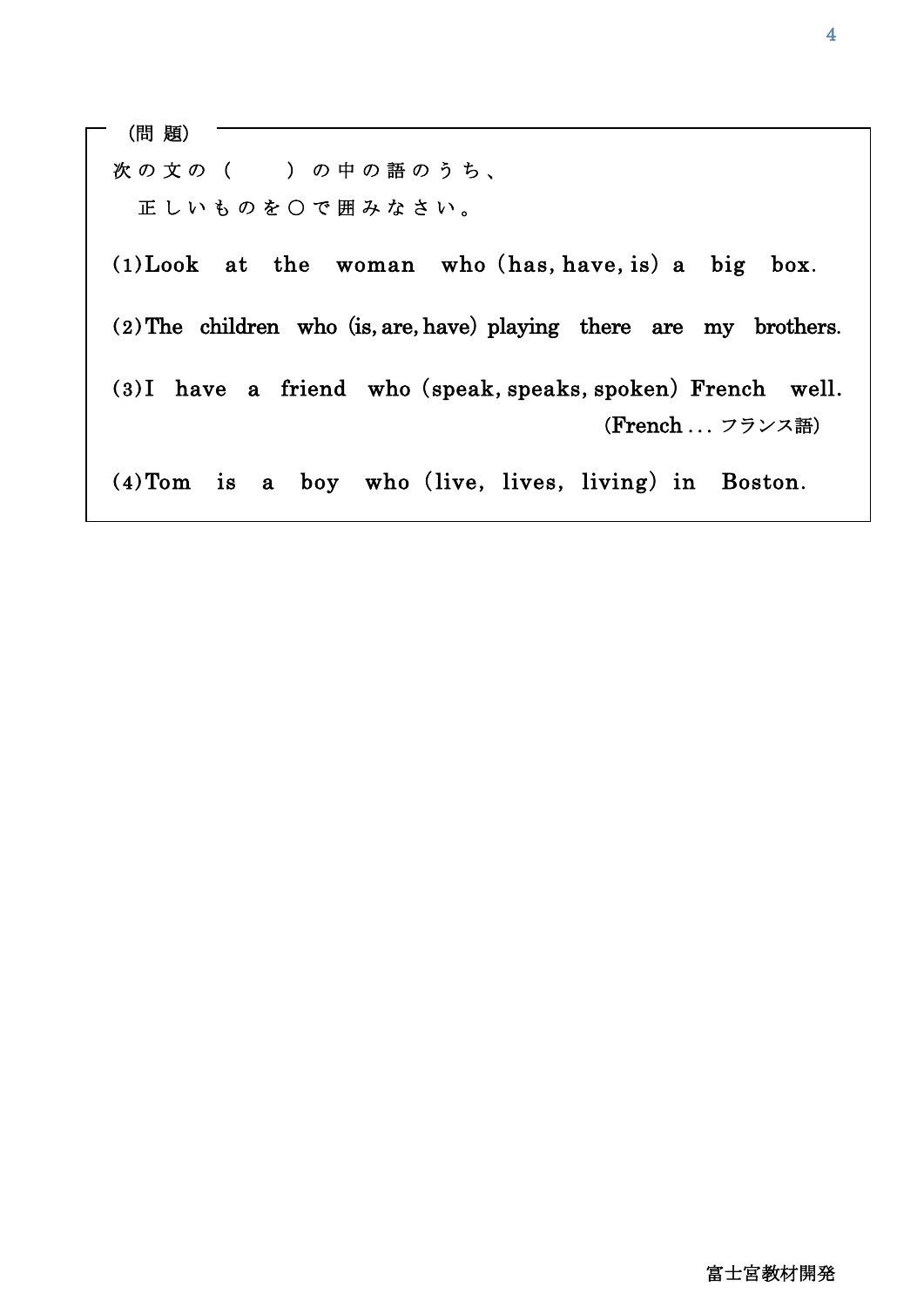（問 題）

次の文の（　　）の中の語のうち、
正しいものを○で囲みなさい。

(1) Look at the woman who (has, have, is) a big box.

(2) The children who (is, are, have) playing there are my brothers.

(3) I have a friend who (speak, speaks, spoken) French well.
(French ... フランス語)

(4) Tom is a boy who (live, lives, living) in Boston.

富士宮教材開発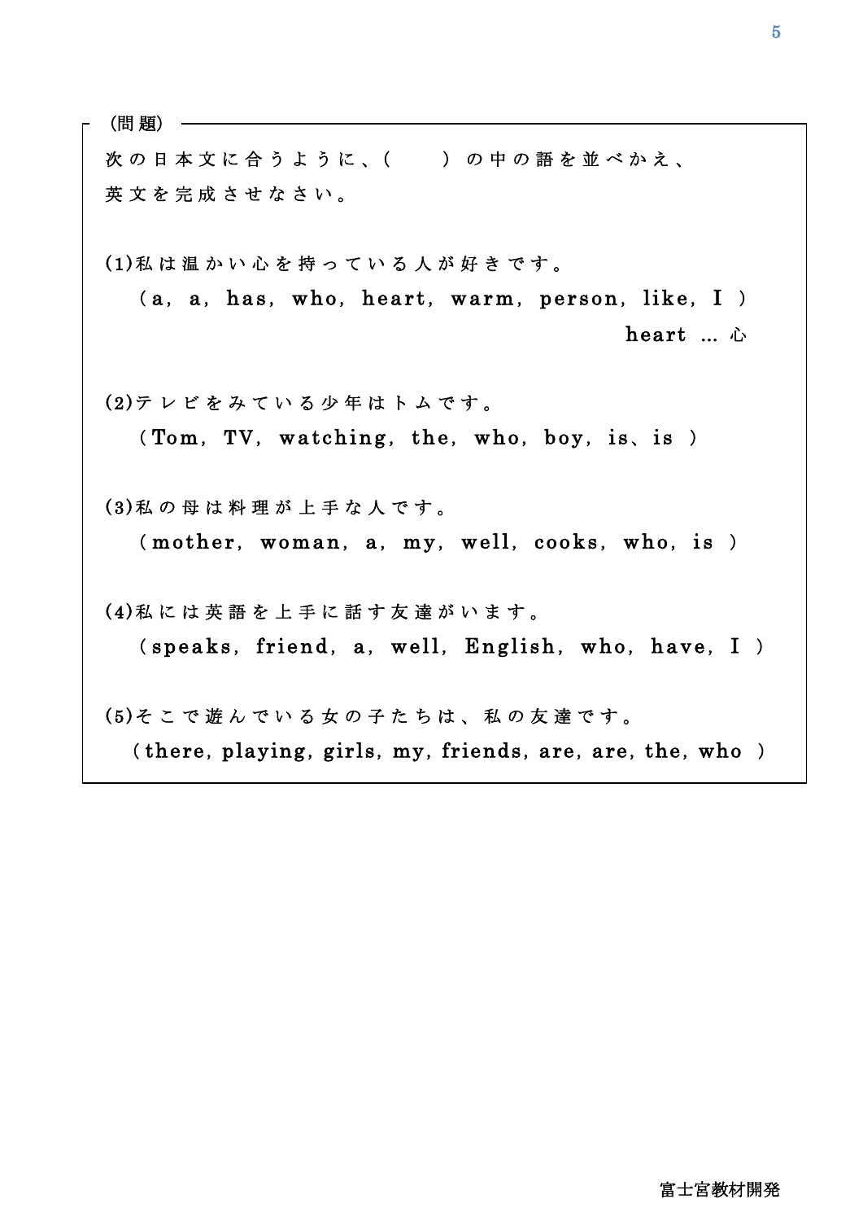（問題）

次の日本文に合うように、(　　) の中の語を並べかえ、英文を完成させなさい。

(1)私は温かい心を持っている人が好きです。

（a, a, has, who, heart, warm, person, like, I ）

heart … 心

(2)テレビをみている少年はトムです。

（Tom, TV, watching, the, who, boy, is、is ）

(3)私の母は料理が上手な人です。

（mother, woman, a, my, well, cooks, who, is ）

(4)私には英語を上手に話す友達がいます。

（speaks, friend, a, well, English, who, have, I ）

(5)そこで遊んでいる女の子たちは、私の友達です。

（there, playing, girls, my, friends, are, are, the, who ）

富士宮教材開発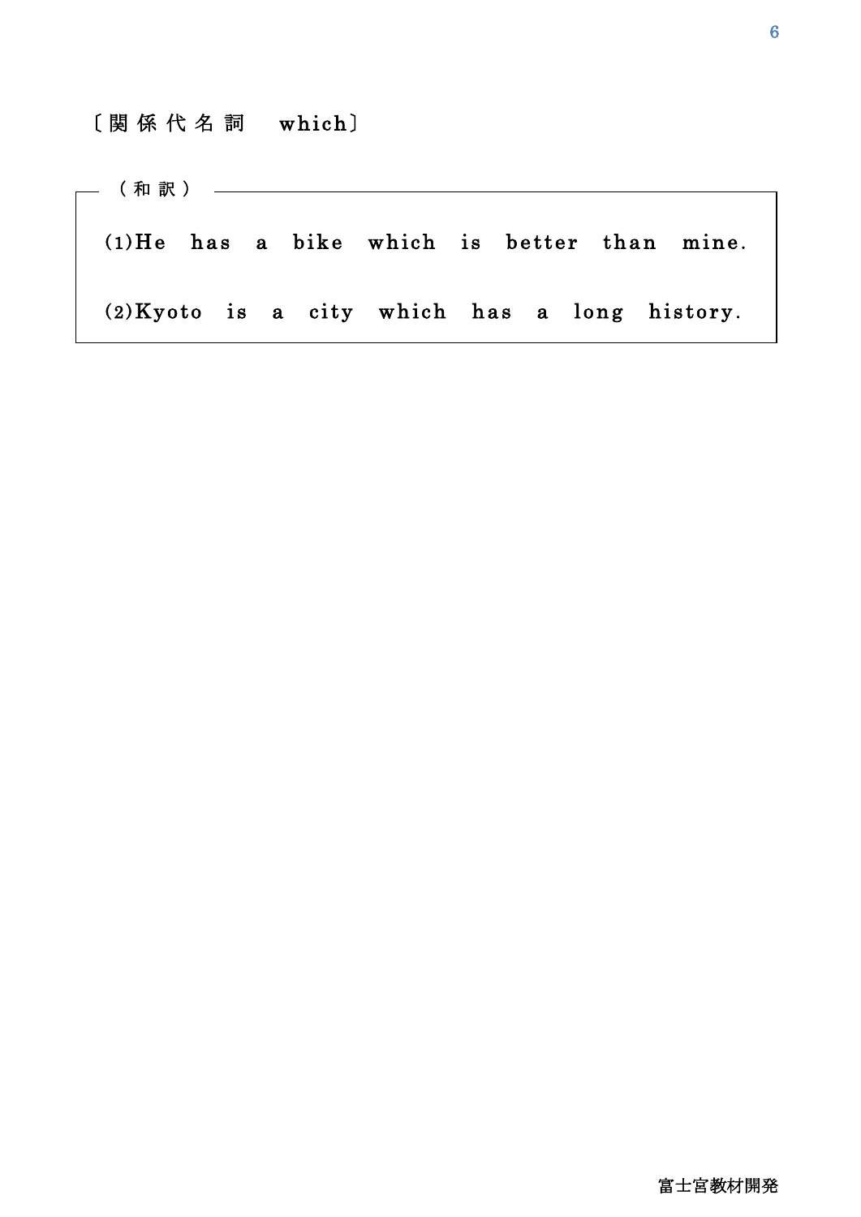〔関係代名詞　which〕

（和訳）

(1)He has a bike which is better than mine.

(2)Kyoto is a city which has a long history.

富士宮教材開発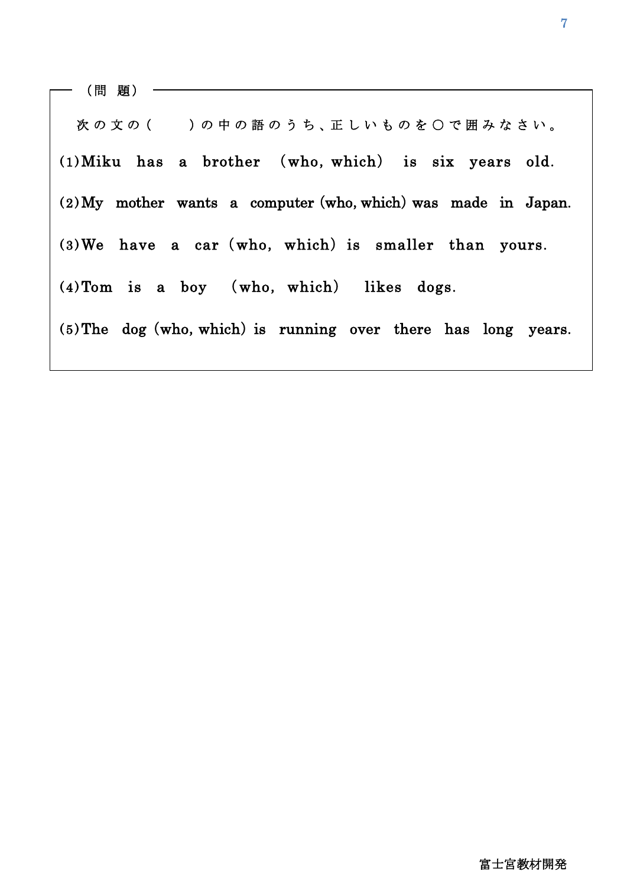（問 題）

次の文の（　　）の中の語のうち、正しいものを〇で囲みなさい。

(1) Miku has a brother (who, which) is six years old.

(2) My mother wants a computer (who, which) was made in Japan.

(3) We have a car (who, which) is smaller than yours.

(4) Tom is a boy (who, which) likes dogs.

(5) The dog (who, which) is running over there has long years.

富士宮教材開発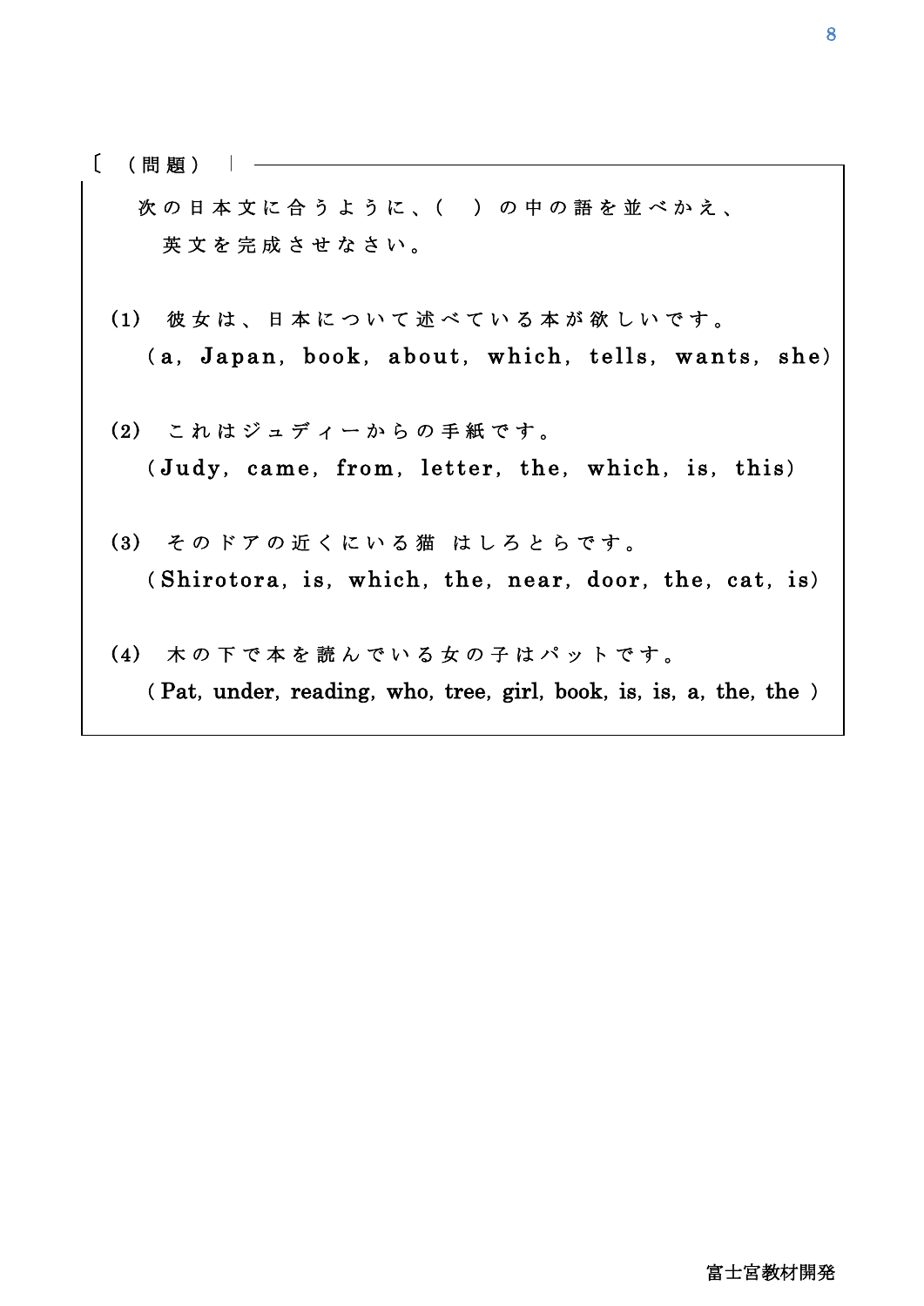（問題）

次の日本文に合うように、（　）の中の語を並べかえ、英文を完成させなさい。

(1)　彼女は、日本について述べている本が欲しいです。
（a, Japan, book, about, which, tells, wants, she）

(2)　これはジュディーからの手紙です。
（Judy, came, from, letter, the, which, is, this）

(3)　そのドアの近くにいる猫　はしろとらです。
（Shirotora, is, which, the, near, door, the, cat, is）

(4)　木の下で本を読んでいる女の子はパットです。
（Pat, under, reading, who, tree, girl, book, is, is, a, the, the）

富士宮教材開発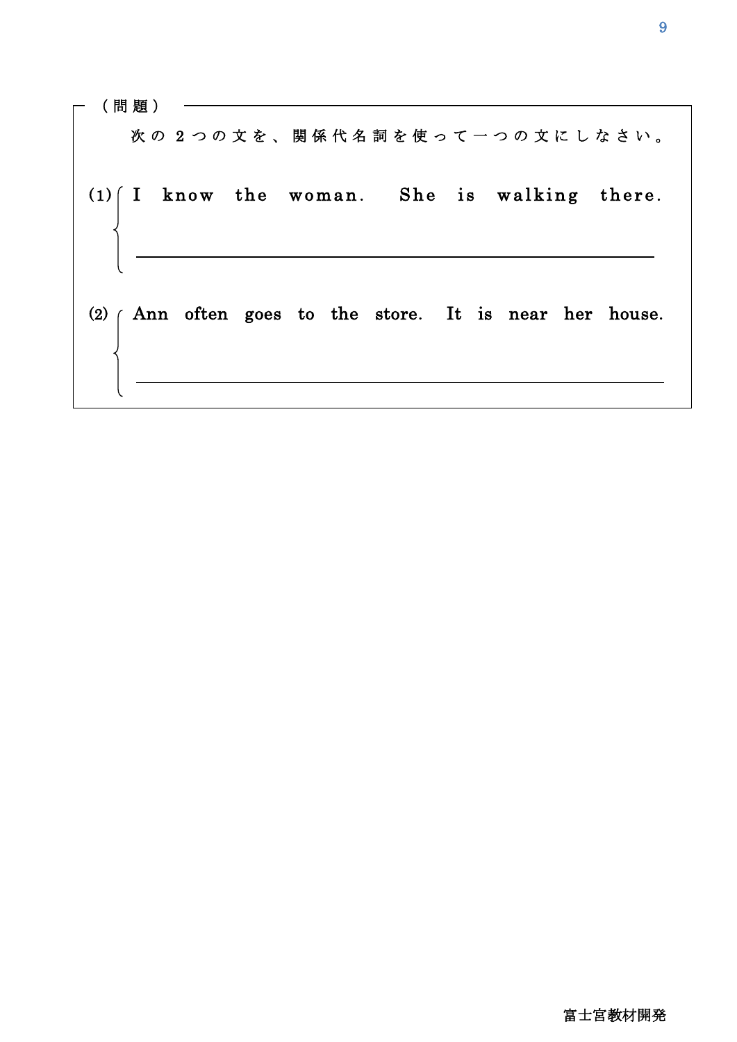（問題）

次の２つの文を、関係代名詞を使って一つの文にしなさい。

(1) I know the woman. She is walking there.

\_\_\_\_\_\_\_\_\_\_\_\_\_\_\_\_\_\_\_\_\_\_\_\_\_\_\_\_\_\_\_\_\_\_\_\_\_\_\_\_

(2) Ann often goes to the store. It is near her house.

\_\_\_\_\_\_\_\_\_\_\_\_\_\_\_\_\_\_\_\_\_\_\_\_\_\_\_\_\_\_\_\_\_\_\_\_\_\_\_\_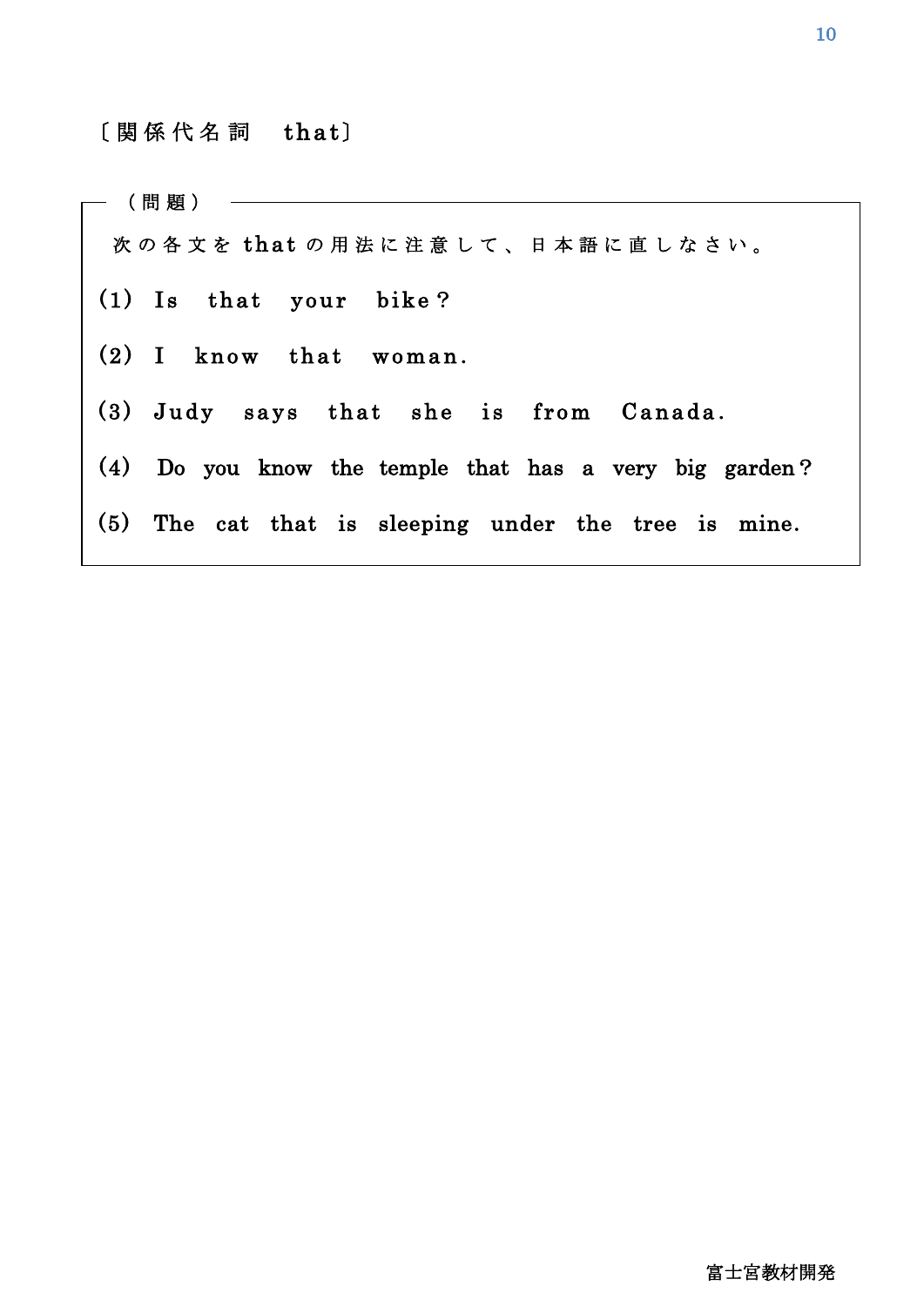〔関係代名詞　that〕

（問題）

次の各文を that の用法に注意して、日本語に直しなさい。

(1) Is that your bike?

(2) I know that woman.

(3) Judy says that she is from Canada.

(4) Do you know the temple that has a very big garden?

(5) The cat that is sleeping under the tree is mine.

富士宮教材開発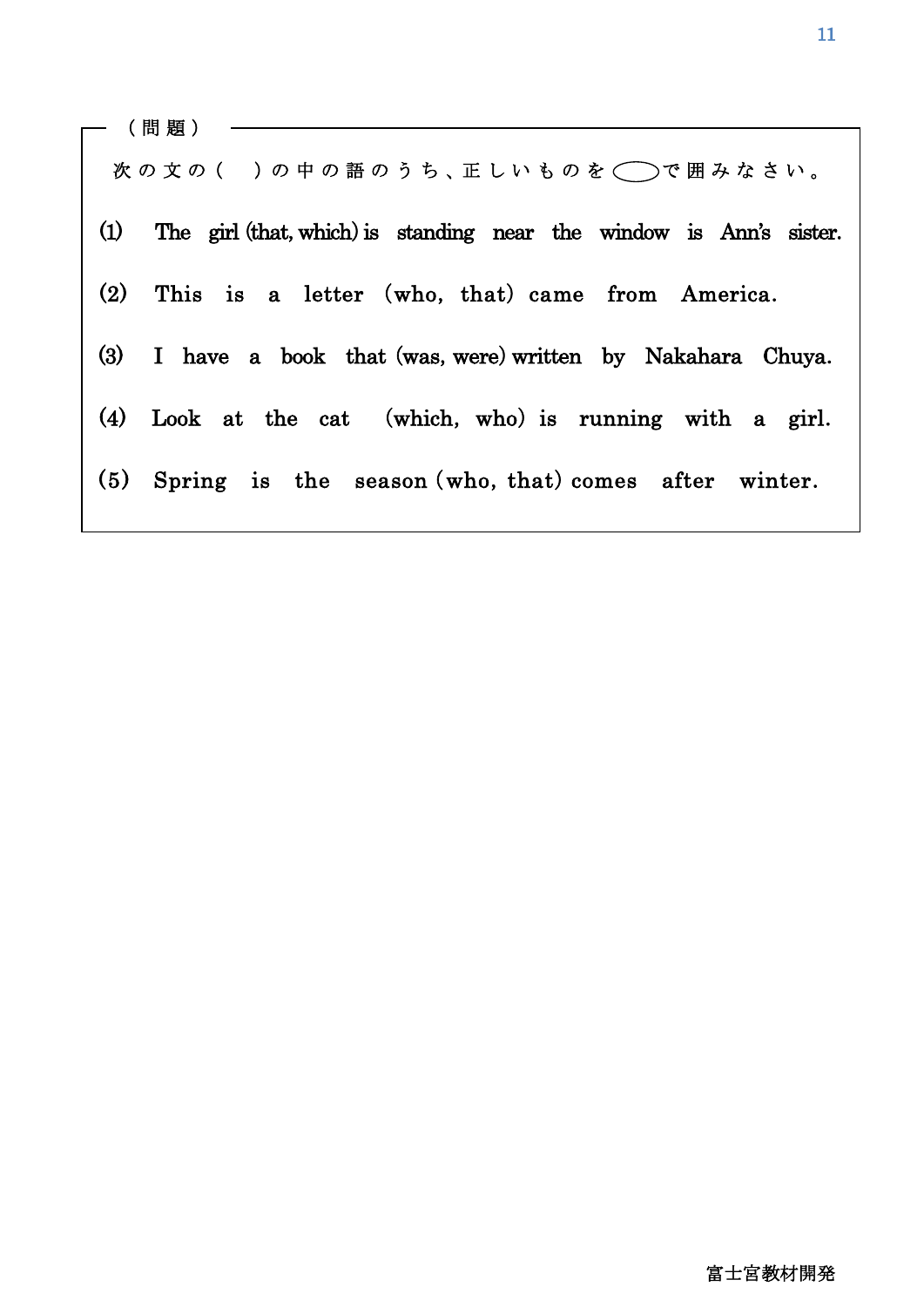（問題）

次の文の（　）の中の語のうち、正しいものを◯で囲みなさい。

(1) The girl (that, which) is standing near the window is Ann's sister.

(2) This is a letter (who, that) came from America.

(3) I have a book that (was, were) written by Nakahara Chuya.

(4) Look at the cat (which, who) is running with a girl.

(5) Spring is the season (who, that) comes after winter.

富士宮教材開発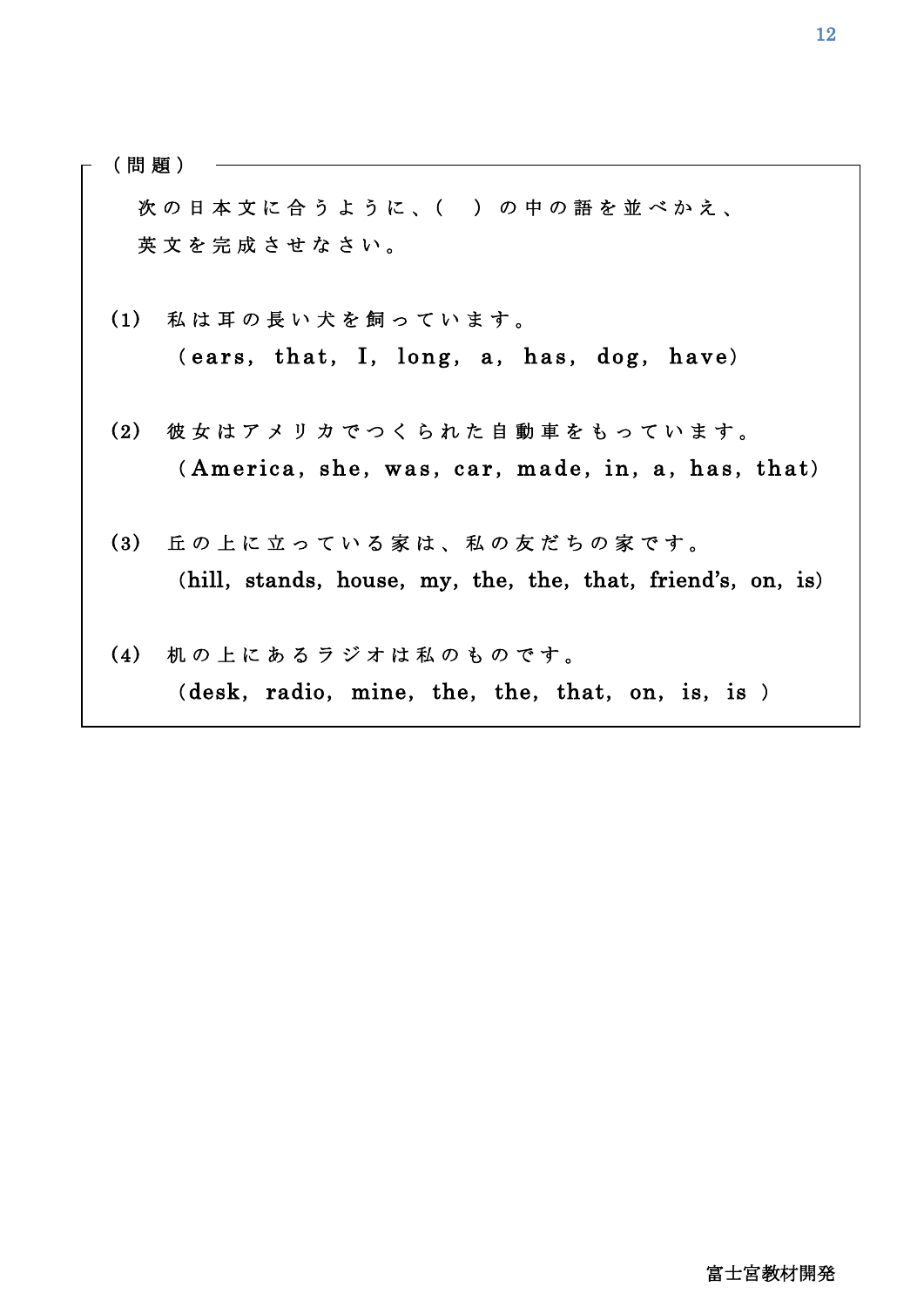（問題）

次の日本文に合うように、（　）の中の語を並べかえ、英文を完成させなさい。

(1) 私は耳の長い犬を飼っています。
（ears, that, I, long, a, has, dog, have）

(2) 彼女はアメリカでつくられた自動車をもっています。
（America, she, was, car, made, in, a, has, that）

(3) 丘の上に立っている家は、私の友だちの家です。
（hill, stands, house, my, the, the, that, friend's, on, is）

(4) 机の上にあるラジオは私のものです。
（desk, radio, mine, the, the, that, on, is, is ）

富士宮教材開発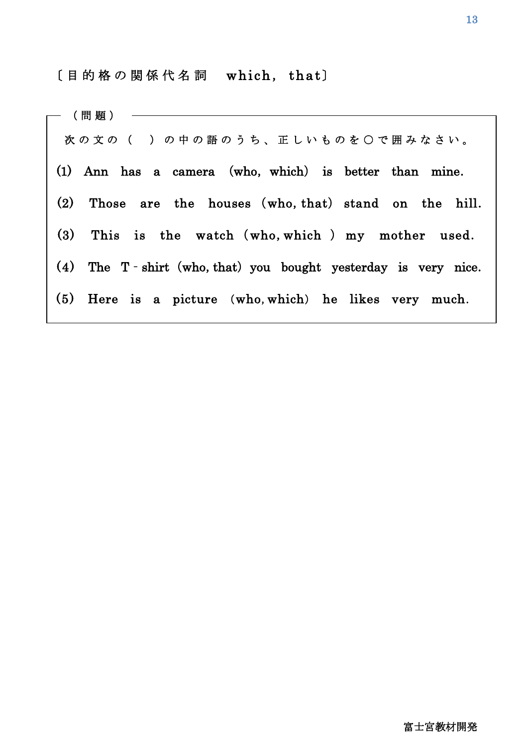〔目的格の関係代名詞　which, that〕

（問題）

次の文の（　）の中の語のうち、正しいものを〇で囲みなさい。

(1) Ann has a camera (who, which) is better than mine.

(2) Those are the houses (who, that) stand on the hill.

(3) This is the watch (who, which) my mother used.

(4) The T-shirt (who, that) you bought yesterday is very nice.

(5) Here is a picture (who, which) he likes very much.

富士宮教材開発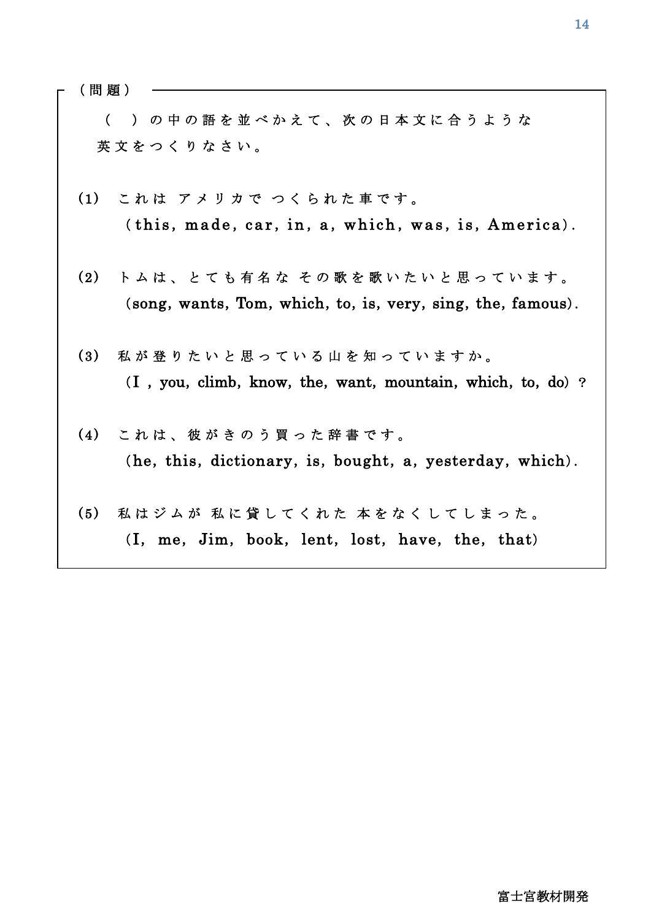（問題）

（　）の中の語を並べかえて、次の日本文に合うような英文をつくりなさい。

(1) これは アメリカで つくられた車です。
(this, made, car, in, a, which, was, is, America).

(2) トムは、とても有名な その歌を歌いたいと思っています。
(song, wants, Tom, which, to, is, very, sing, the, famous).

(3) 私が登りたいと思っている山を知っていますか。
(I , you, climb, know, the, want, mountain, which, to, do) ?

(4) これは、彼がきのう買った辞書です。
(he, this, dictionary, is, bought, a, yesterday, which).

(5) 私はジムが 私に貸してくれた 本をなくしてしまった。
(I, me, Jim, book, lent, lost, have, the, that)

富士宮教材開発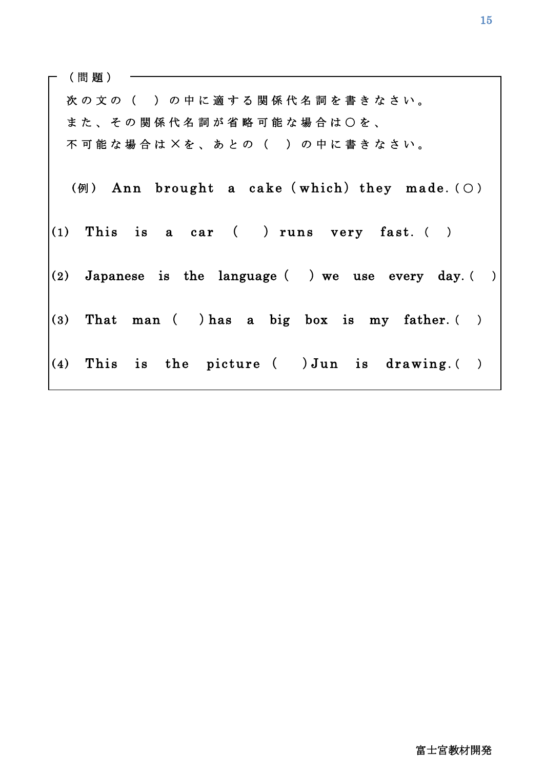（問題）

次の文の（　）の中に適する関係代名詞を書きなさい。
また、その関係代名詞が省略可能な場合は○を、
不可能な場合は×を、あとの（　）の中に書きなさい。

（例） Ann brought a cake (which) they made. (○)

(1) This is a car (　) runs very fast. (　)

(2) Japanese is the language (　) we use every day. (　)

(3) That man (　) has a big box is my father. (　)

(4) This is the picture (　) Jun is drawing. (　)

富士宮教材開発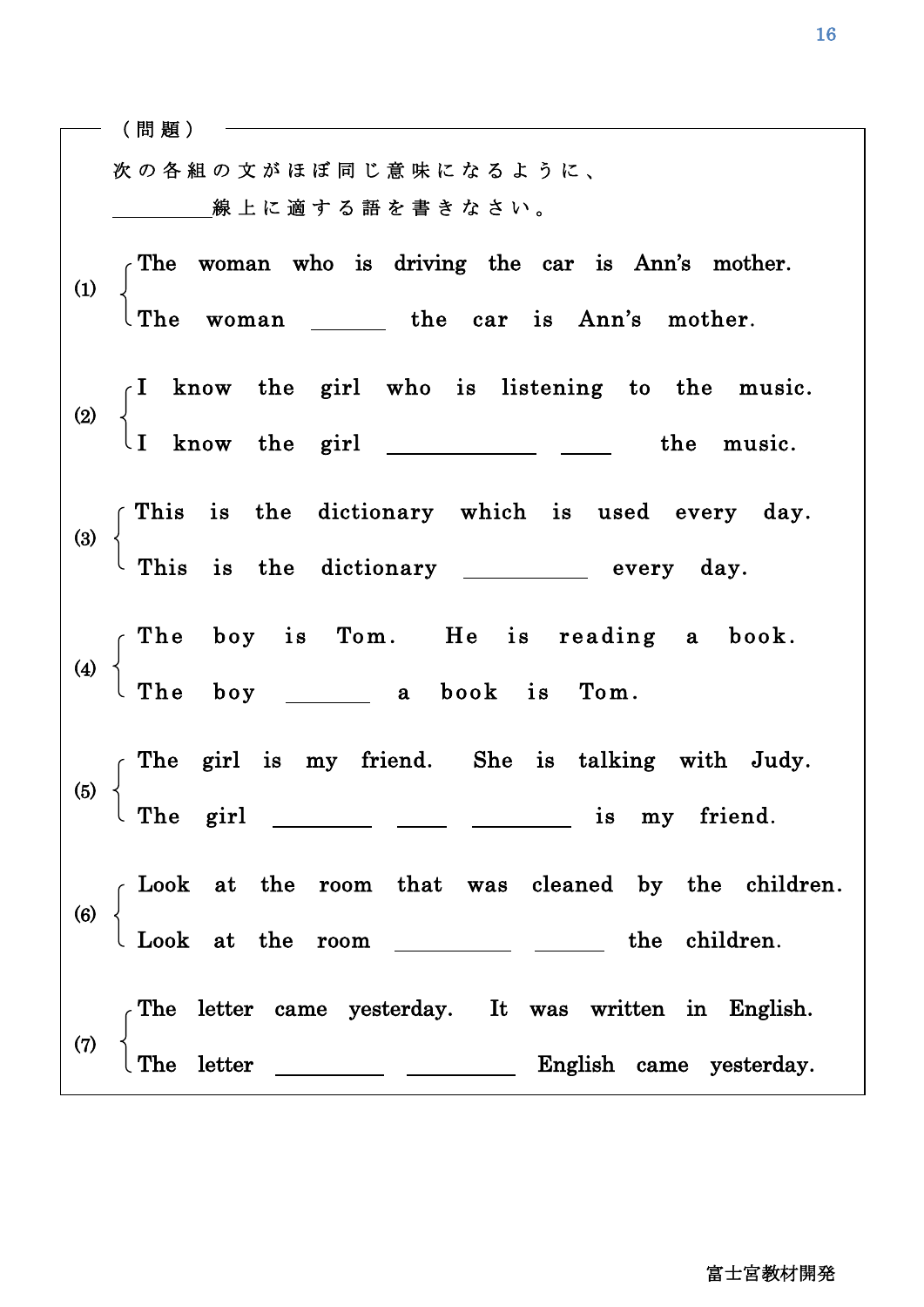（問題）

次の各組の文がほぼ同じ意味になるように、

＿＿＿＿線上に適する語を書きなさい。

(1)
- The woman who is driving the car is Ann's mother.
- The woman ＿＿＿＿ the car is Ann's mother.

(2)
- I know the girl who is listening to the music.
- I know the girl ＿＿＿＿＿＿ ＿＿＿ the music.

(3)
- This is the dictionary which is used every day.
- This is the dictionary ＿＿＿＿＿＿ every day.

(4)
- The boy is Tom. He is reading a book.
- The boy ＿＿＿＿ a book is Tom.

(5)
- The girl is my friend. She is talking with Judy.
- The girl ＿＿＿＿＿ ＿＿＿ ＿＿＿＿＿ is my friend.

(6)
- Look at the room that was cleaned by the children.
- Look at the room ＿＿＿＿＿＿ ＿＿＿＿ the children.

(7)
- The letter came yesterday. It was written in English.
- The letter ＿＿＿＿＿＿ ＿＿＿＿＿＿ English came yesterday.

富士宮教材開発